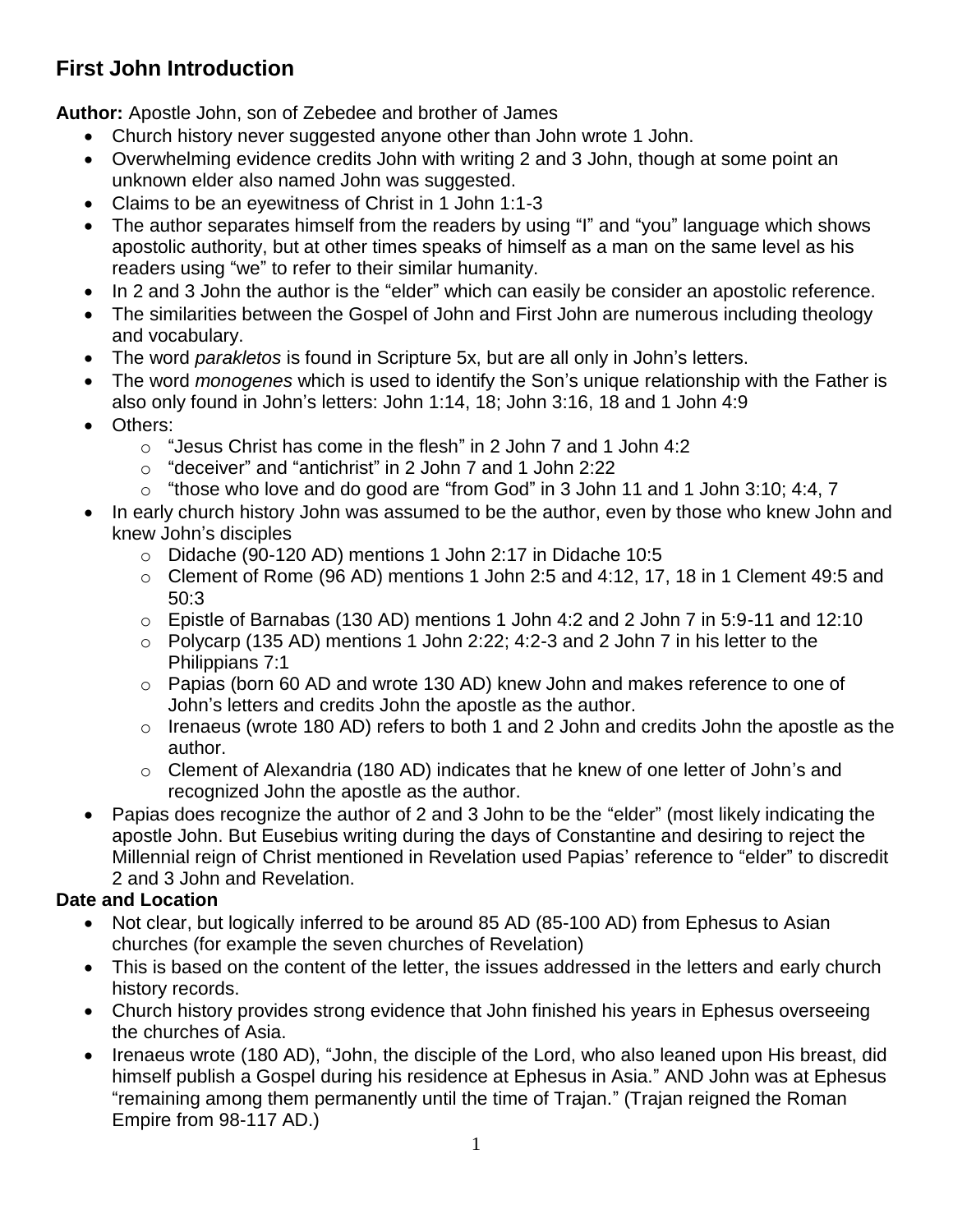## First John Introduction

**Author:** Apostle John, son of Zebedee and brother of James

- Church history never suggested anyone other than John wrote 1 John.
- Overwhelming evidence credits John with writing 2 and 3 John, though at some point an unknown elder also named John was suggested.
- Claims to be an eyewitness of Christ in 1 John 1:1-3
- The author separates himself from the readers by using "I" and "you" language which shows apostolic authority, but at other times speaks of himself as a man on the same level as his readers using "we" to refer to their similar humanity.
- In 2 and 3 John the author is the "elder" which can easily be consider an apostolic reference.
- The similarities between the Gospel of John and First John are numerous including theology and vocabulary.
- The word *parakletos* is found in Scripture 5x, but are all only in John's letters.
- The word *monogenes* which is used to identify the Son's unique relationship with the Father is also only found in John's letters: John 1:14, 18; John 3:16, 18 and 1 John 4:9
- Others:
  - "Jesus Christ has come in the flesh" in 2 John 7 and 1 John 4:2
  - "deceiver" and "antichrist" in 2 John 7 and 1 John 2:22
  - "those who love and do good are "from God" in 3 John 11 and 1 John 3:10; 4:4, 7
- In early church history John was assumed to be the author, even by those who knew John and knew John's disciples
  - Didache (90-120 AD) mentions 1 John 2:17 in Didache 10:5
  - Clement of Rome (96 AD) mentions 1 John 2:5 and 4:12, 17, 18 in 1 Clement 49:5 and 50:3
  - Epistle of Barnabas (130 AD) mentions 1 John 4:2 and 2 John 7 in 5:9-11 and 12:10
  - Polycarp (135 AD) mentions 1 John 2:22; 4:2-3 and 2 John 7 in his letter to the Philippians 7:1
  - Papias (born 60 AD and wrote 130 AD) knew John and makes reference to one of John's letters and credits John the apostle as the author.
  - Irenaeus (wrote 180 AD) refers to both 1 and 2 John and credits John the apostle as the author.
  - Clement of Alexandria (180 AD) indicates that he knew of one letter of John's and recognized John the apostle as the author.
- Papias does recognize the author of 2 and 3 John to be the "elder" (most likely indicating the apostle John. But Eusebius writing during the days of Constantine and desiring to reject the Millennial reign of Christ mentioned in Revelation used Papias' reference to "elder" to discredit 2 and 3 John and Revelation.

**Date and Location**

- Not clear, but logically inferred to be around 85 AD (85-100 AD) from Ephesus to Asian churches (for example the seven churches of Revelation)
- This is based on the content of the letter, the issues addressed in the letters and early church history records.
- Church history provides strong evidence that John finished his years in Ephesus overseeing the churches of Asia.
- Irenaeus wrote (180 AD), "John, the disciple of the Lord, who also leaned upon His breast, did himself publish a Gospel during his residence at Ephesus in Asia." AND John was at Ephesus "remaining among them permanently until the time of Trajan." (Trajan reigned the Roman Empire from 98-117 AD.)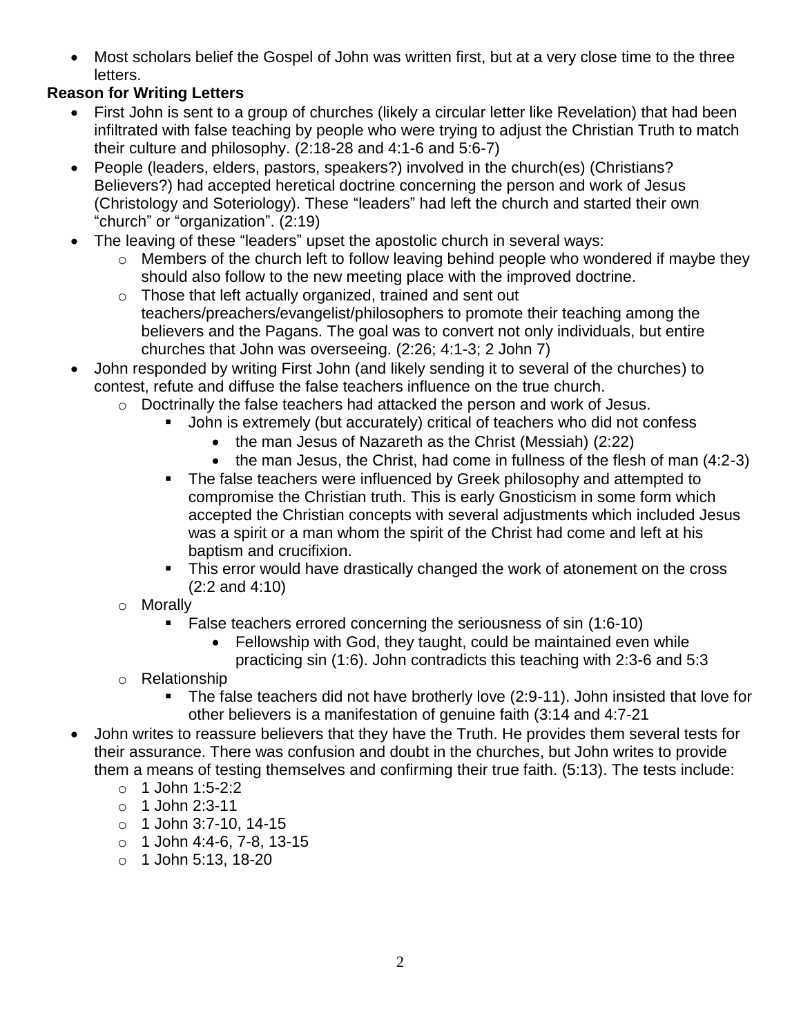- Most scholars belief the Gospel of John was written first, but at a very close time to the three letters.

**Reason for Writing Letters**

- First John is sent to a group of churches (likely a circular letter like Revelation) that had been infiltrated with false teaching by people who were trying to adjust the Christian Truth to match their culture and philosophy. (2:18-28 and 4:1-6 and 5:6-7)
- People (leaders, elders, pastors, speakers?) involved in the church(es) (Christians? Believers?) had accepted heretical doctrine concerning the person and work of Jesus (Christology and Soteriology). These "leaders" had left the church and started their own "church" or "organization". (2:19)
- The leaving of these "leaders" upset the apostolic church in several ways:
    - Members of the church left to follow leaving behind people who wondered if maybe they should also follow to the new meeting place with the improved doctrine.
    - Those that left actually organized, trained and sent out teachers/preachers/evangelist/philosophers to promote their teaching among the believers and the Pagans. The goal was to convert not only individuals, but entire churches that John was overseeing. (2:26; 4:1-3; 2 John 7)
- John responded by writing First John (and likely sending it to several of the churches) to contest, refute and diffuse the false teachers influence on the true church.
    - Doctrinally the false teachers had attacked the person and work of Jesus.
        - John is extremely (but accurately) critical of teachers who did not confess
            - the man Jesus of Nazareth as the Christ (Messiah) (2:22)
            - the man Jesus, the Christ, had come in fullness of the flesh of man (4:2-3)
        - The false teachers were influenced by Greek philosophy and attempted to compromise the Christian truth. This is early Gnosticism in some form which accepted the Christian concepts with several adjustments which included Jesus was a spirit or a man whom the spirit of the Christ had come and left at his baptism and crucifixion.
        - This error would have drastically changed the work of atonement on the cross (2:2 and 4:10)
    - Morally
        - False teachers errored concerning the seriousness of sin (1:6-10)
            - Fellowship with God, they taught, could be maintained even while practicing sin (1:6). John contradicts this teaching with 2:3-6 and 5:3
    - Relationship
        - The false teachers did not have brotherly love (2:9-11). John insisted that love for other believers is a manifestation of genuine faith (3:14 and 4:7-21
- John writes to reassure believers that they have the Truth. He provides them several tests for their assurance. There was confusion and doubt in the churches, but John writes to provide them a means of testing themselves and confirming their true faith. (5:13). The tests include:
    - 1 John 1:5-2:2
    - 1 John 2:3-11
    - 1 John 3:7-10, 14-15
    - 1 John 4:4-6, 7-8, 13-15
    - 1 John 5:13, 18-20